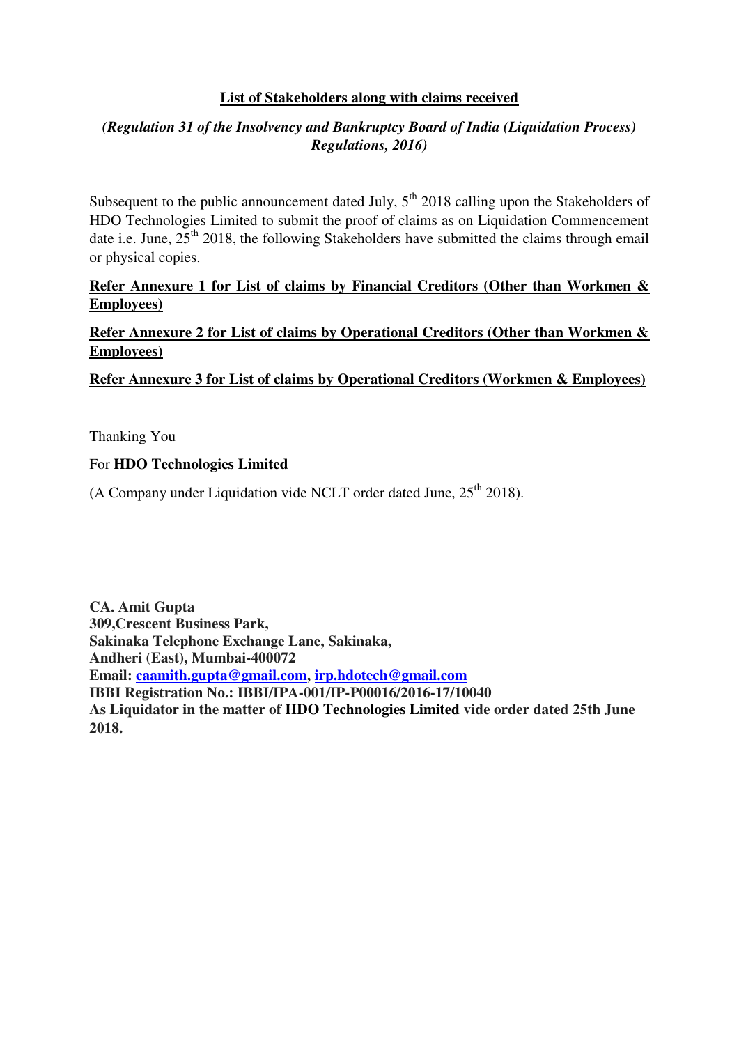**<u>List of Stakeholders along with claims received</u>**

***(Regulation 31 of the Insolvency and Bankruptcy Board of India (Liquidation Process) Regulations, 2016)***

Subsequent to the public announcement dated July, 5th 2018 calling upon the Stakeholders of HDO Technologies Limited to submit the proof of claims as on Liquidation Commencement date i.e. June, 25th 2018, the following Stakeholders have submitted the claims through email or physical copies.

**<u>Refer Annexure 1 for List of claims by Financial Creditors (Other than Workmen & Employees)</u>**

**<u>Refer Annexure 2 for List of claims by Operational Creditors (Other than Workmen & Employees)</u>**

**<u>Refer Annexure 3 for List of claims by Operational Creditors (Workmen & Employees)</u>**

Thanking You

For **HDO Technologies Limited**

(A Company under Liquidation vide NCLT order dated June, 25th 2018).

**CA. Amit Gupta**
**309,Crescent Business Park,**
**Sakinaka Telephone Exchange Lane, Sakinaka,**
**Andheri (East), Mumbai-400072**
**Email: caamith.gupta@gmail.com, irp.hdotech@gmail.com**
**IBBI Registration No.: IBBI/IPA-001/IP-P00016/2016-17/10040**
**As Liquidator in the matter of HDO Technologies Limited vide order dated 25th June 2018.**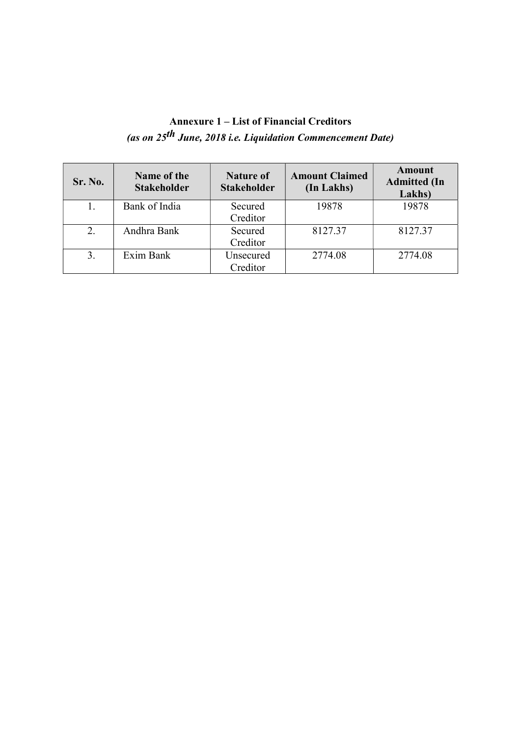## Annexure 1 – List of Financial Creditors

*(as on 25th June, 2018 i.e. Liquidation Commencement Date)*

| Sr. No. | Name of the Stakeholder | Nature of Stakeholder | Amount Claimed (In Lakhs) | Amount Admitted (In Lakhs) |
|---|---|---|---|---|
| 1. | Bank of India | Secured Creditor | 19878 | 19878 |
| 2. | Andhra Bank | Secured Creditor | 8127.37 | 8127.37 |
| 3. | Exim Bank | Unsecured Creditor | 2774.08 | 2774.08 |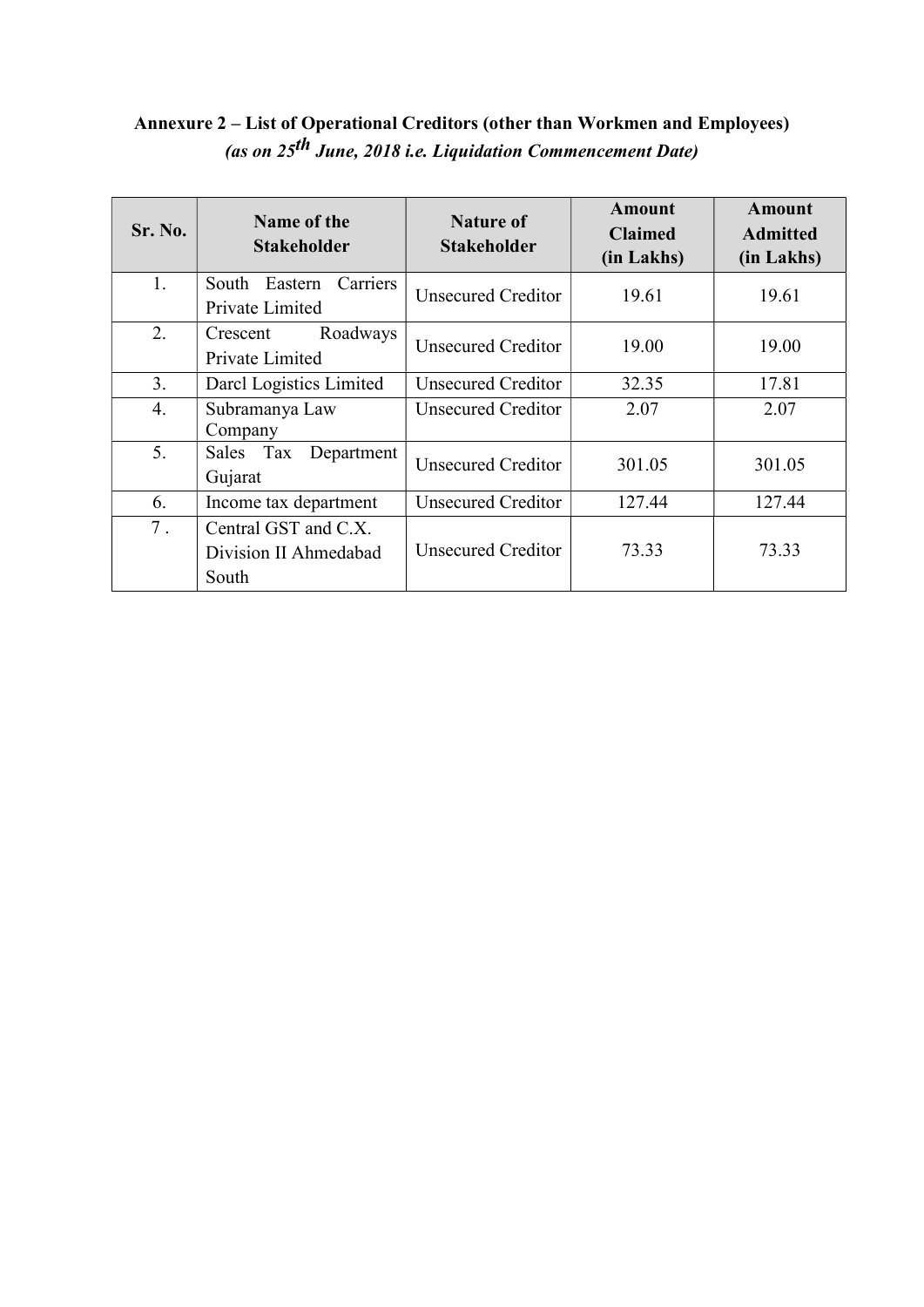**Annexure 2 – List of Operational Creditors (other than Workmen and Employees)**
***(as on 25th June, 2018 i.e. Liquidation Commencement Date)***

| Sr. No. | Name of the Stakeholder | Nature of Stakeholder | Amount Claimed (in Lakhs) | Amount Admitted (in Lakhs) |
|---|---|---|---|---|
| 1. | South Eastern Carriers Private Limited | Unsecured Creditor | 19.61 | 19.61 |
| 2. | Crescent Roadways Private Limited | Unsecured Creditor | 19.00 | 19.00 |
| 3. | Darcl Logistics Limited | Unsecured Creditor | 32.35 | 17.81 |
| 4. | Subramanya Law Company | Unsecured Creditor | 2.07 | 2.07 |
| 5. | Sales Tax Department Gujarat | Unsecured Creditor | 301.05 | 301.05 |
| 6. | Income tax department | Unsecured Creditor | 127.44 | 127.44 |
| 7 . | Central GST and C.X. Division II Ahmedabad South | Unsecured Creditor | 73.33 | 73.33 |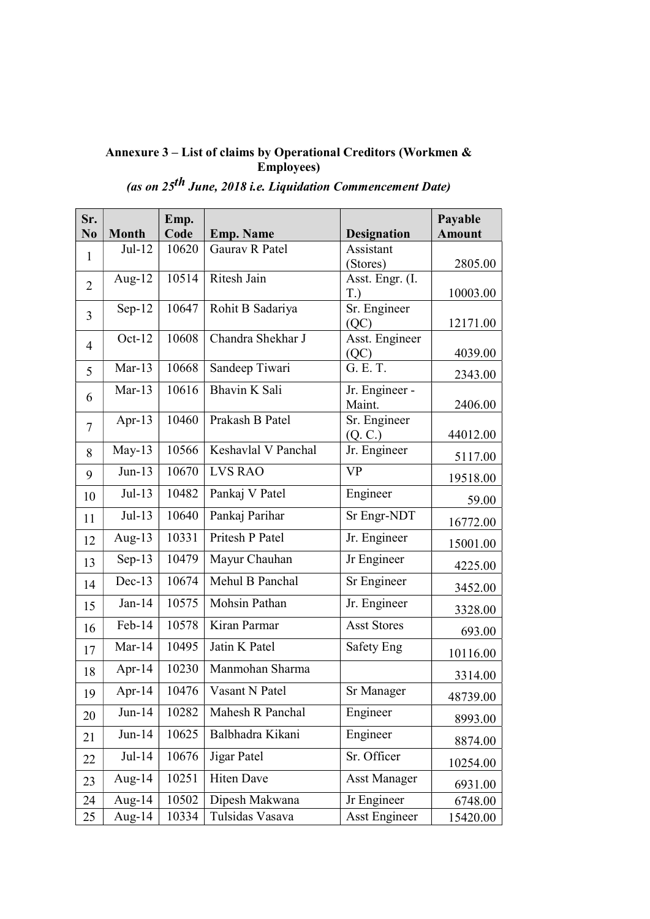**Annexure 3 – List of claims by Operational Creditors (Workmen & Employees)**

***(as on 25th June, 2018 i.e. Liquidation Commencement Date)***

| Sr. No | Month | Emp. Code | Emp. Name | Designation | Payable Amount |
|---|---|---|---|---|---|
| 1 | Jul-12 | 10620 | Gaurav R Patel | Assistant (Stores) | 2805.00 |
| 2 | Aug-12 | 10514 | Ritesh Jain | Asst. Engr. (I. T.) | 10003.00 |
| 3 | Sep-12 | 10647 | Rohit B Sadariya | Sr. Engineer (QC) | 12171.00 |
| 4 | Oct-12 | 10608 | Chandra Shekhar J | Asst. Engineer (QC) | 4039.00 |
| 5 | Mar-13 | 10668 | Sandeep Tiwari | G. E. T. | 2343.00 |
| 6 | Mar-13 | 10616 | Bhavin K Sali | Jr. Engineer - Maint. | 2406.00 |
| 7 | Apr-13 | 10460 | Prakash B Patel | Sr. Engineer (Q. C.) | 44012.00 |
| 8 | May-13 | 10566 | Keshavlal V Panchal | Jr. Engineer | 5117.00 |
| 9 | Jun-13 | 10670 | LVS RAO | VP | 19518.00 |
| 10 | Jul-13 | 10482 | Pankaj V Patel | Engineer | 59.00 |
| 11 | Jul-13 | 10640 | Pankaj Parihar | Sr Engr-NDT | 16772.00 |
| 12 | Aug-13 | 10331 | Pritesh P Patel | Jr. Engineer | 15001.00 |
| 13 | Sep-13 | 10479 | Mayur Chauhan | Jr Engineer | 4225.00 |
| 14 | Dec-13 | 10674 | Mehul B Panchal | Sr Engineer | 3452.00 |
| 15 | Jan-14 | 10575 | Mohsin Pathan | Jr. Engineer | 3328.00 |
| 16 | Feb-14 | 10578 | Kiran Parmar | Asst Stores | 693.00 |
| 17 | Mar-14 | 10495 | Jatin K Patel | Safety Eng | 10116.00 |
| 18 | Apr-14 | 10230 | Manmohan Sharma | | 3314.00 |
| 19 | Apr-14 | 10476 | Vasant N Patel | Sr Manager | 48739.00 |
| 20 | Jun-14 | 10282 | Mahesh R Panchal | Engineer | 8993.00 |
| 21 | Jun-14 | 10625 | Balbhadra Kikani | Engineer | 8874.00 |
| 22 | Jul-14 | 10676 | Jigar Patel | Sr. Officer | 10254.00 |
| 23 | Aug-14 | 10251 | Hiten Dave | Asst Manager | 6931.00 |
| 24 | Aug-14 | 10502 | Dipesh Makwana | Jr Engineer | 6748.00 |
| 25 | Aug-14 | 10334 | Tulsidas Vasava | Asst Engineer | 15420.00 |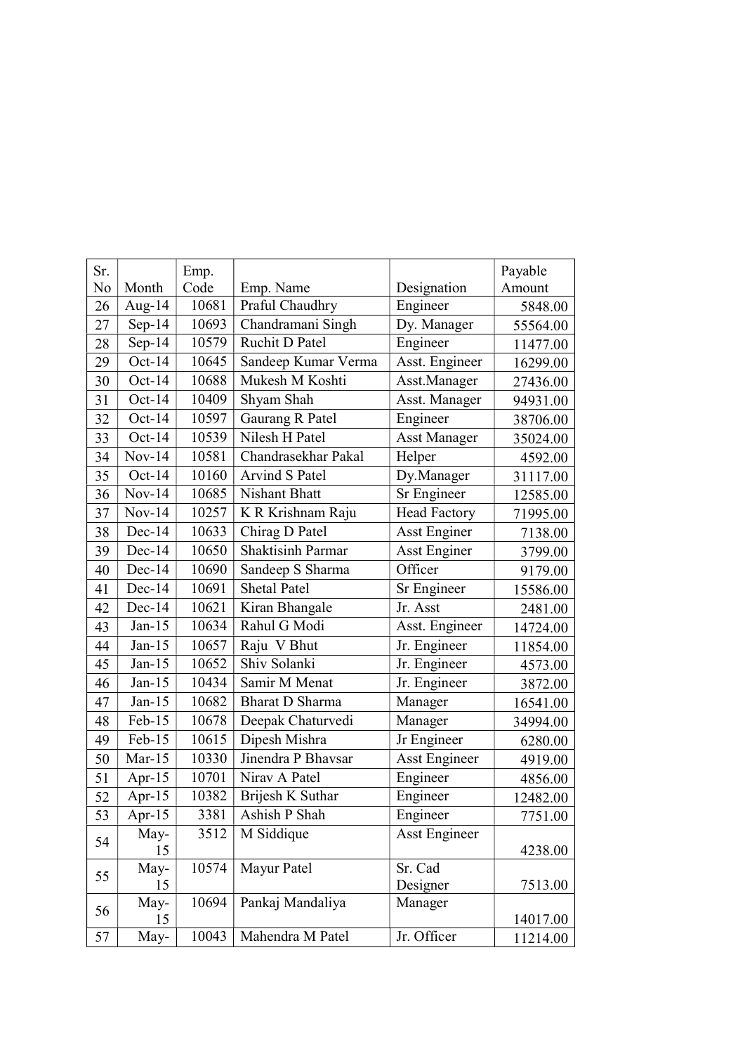| Sr. No | Month | Emp. Code | Emp. Name | Designation | Payable Amount |
|---|---|---|---|---|---|
| 26 | Aug-14 | 10681 | Praful Chaudhry | Engineer | 5848.00 |
| 27 | Sep-14 | 10693 | Chandramani Singh | Dy. Manager | 55564.00 |
| 28 | Sep-14 | 10579 | Ruchit D Patel | Engineer | 11477.00 |
| 29 | Oct-14 | 10645 | Sandeep Kumar Verma | Asst. Engineer | 16299.00 |
| 30 | Oct-14 | 10688 | Mukesh M Koshti | Asst.Manager | 27436.00 |
| 31 | Oct-14 | 10409 | Shyam Shah | Asst. Manager | 94931.00 |
| 32 | Oct-14 | 10597 | Gaurang R Patel | Engineer | 38706.00 |
| 33 | Oct-14 | 10539 | Nilesh H Patel | Asst Manager | 35024.00 |
| 34 | Nov-14 | 10581 | Chandrasekhar Pakal | Helper | 4592.00 |
| 35 | Oct-14 | 10160 | Arvind S Patel | Dy.Manager | 31117.00 |
| 36 | Nov-14 | 10685 | Nishant Bhatt | Sr Engineer | 12585.00 |
| 37 | Nov-14 | 10257 | K R Krishnam Raju | Head Factory | 71995.00 |
| 38 | Dec-14 | 10633 | Chirag D Patel | Asst Enginer | 7138.00 |
| 39 | Dec-14 | 10650 | Shaktisinh Parmar | Asst Enginer | 3799.00 |
| 40 | Dec-14 | 10690 | Sandeep S Sharma | Officer | 9179.00 |
| 41 | Dec-14 | 10691 | Shetal Patel | Sr Engineer | 15586.00 |
| 42 | Dec-14 | 10621 | Kiran Bhangale | Jr. Asst | 2481.00 |
| 43 | Jan-15 | 10634 | Rahul G Modi | Asst. Engineer | 14724.00 |
| 44 | Jan-15 | 10657 | Raju V Bhut | Jr. Engineer | 11854.00 |
| 45 | Jan-15 | 10652 | Shiv Solanki | Jr. Engineer | 4573.00 |
| 46 | Jan-15 | 10434 | Samir M Menat | Jr. Engineer | 3872.00 |
| 47 | Jan-15 | 10682 | Bharat D Sharma | Manager | 16541.00 |
| 48 | Feb-15 | 10678 | Deepak Chaturvedi | Manager | 34994.00 |
| 49 | Feb-15 | 10615 | Dipesh Mishra | Jr Engineer | 6280.00 |
| 50 | Mar-15 | 10330 | Jinendra P Bhavsar | Asst Engineer | 4919.00 |
| 51 | Apr-15 | 10701 | Nirav A Patel | Engineer | 4856.00 |
| 52 | Apr-15 | 10382 | Brijesh K Suthar | Engineer | 12482.00 |
| 53 | Apr-15 | 3381 | Ashish P Shah | Engineer | 7751.00 |
| 54 | May-15 | 3512 | M Siddique | Asst Engineer | 4238.00 |
| 55 | May-15 | 10574 | Mayur Patel | Sr. Cad Designer | 7513.00 |
| 56 | May-15 | 10694 | Pankaj Mandaliya | Manager | 14017.00 |
| 57 | May- | 10043 | Mahendra M Patel | Jr. Officer | 11214.00 |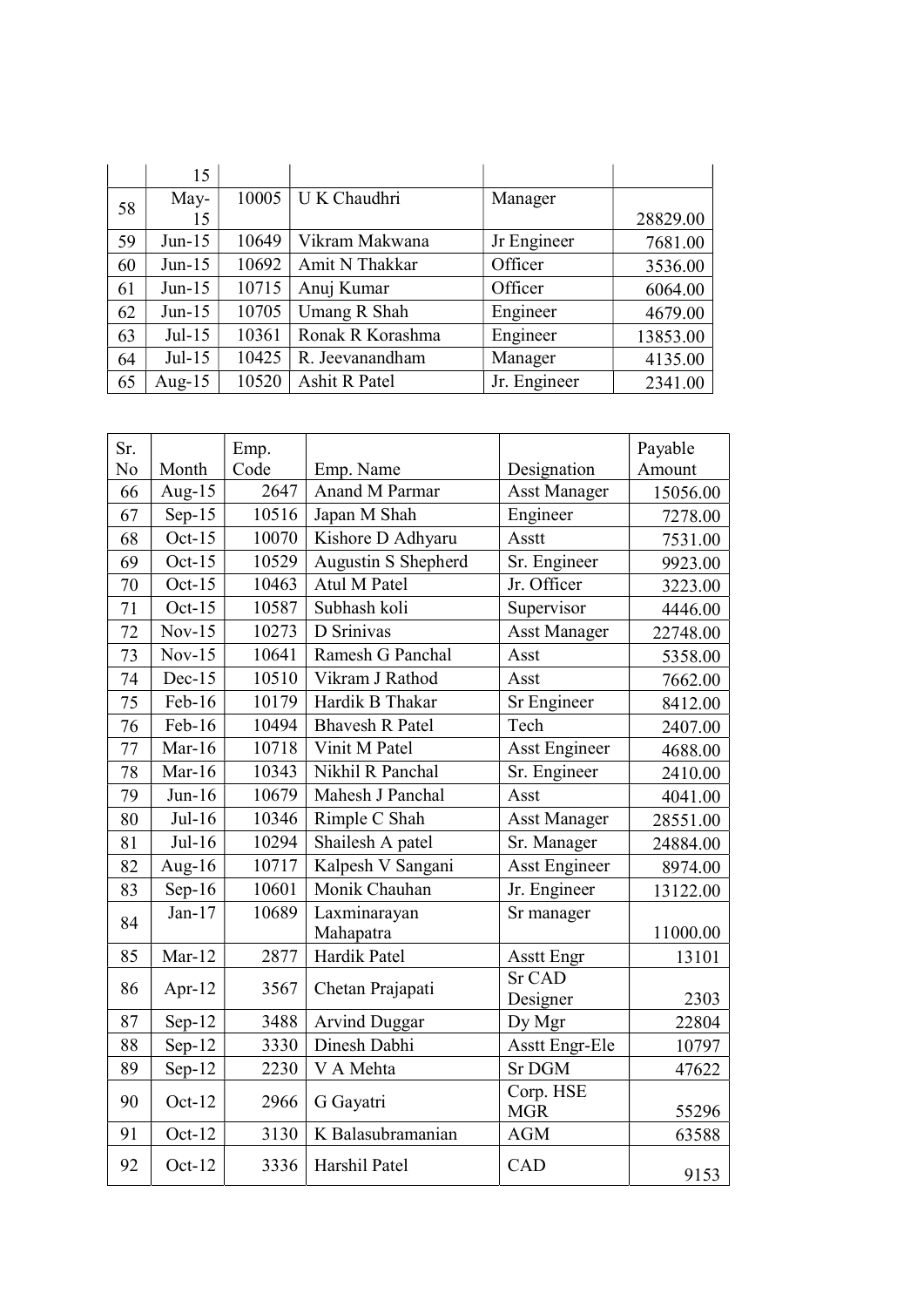| | 15 | | | | |
|---|---|---|---|---|---|
| 58 | May-15 | 10005 | U K Chaudhri | Manager | 28829.00 |
| 59 | Jun-15 | 10649 | Vikram Makwana | Jr Engineer | 7681.00 |
| 60 | Jun-15 | 10692 | Amit N Thakkar | Officer | 3536.00 |
| 61 | Jun-15 | 10715 | Anuj Kumar | Officer | 6064.00 |
| 62 | Jun-15 | 10705 | Umang R Shah | Engineer | 4679.00 |
| 63 | Jul-15 | 10361 | Ronak R Korashma | Engineer | 13853.00 |
| 64 | Jul-15 | 10425 | R. Jeevanandham | Manager | 4135.00 |
| 65 | Aug-15 | 10520 | Ashit R Patel | Jr. Engineer | 2341.00 |

| Sr. No | Month | Emp. Code | Emp. Name | Designation | Payable Amount |
|---|---|---|---|---|---|
| 66 | Aug-15 | 2647 | Anand M Parmar | Asst Manager | 15056.00 |
| 67 | Sep-15 | 10516 | Japan M Shah | Engineer | 7278.00 |
| 68 | Oct-15 | 10070 | Kishore D Adhyaru | Asstt | 7531.00 |
| 69 | Oct-15 | 10529 | Augustin S Shepherd | Sr. Engineer | 9923.00 |
| 70 | Oct-15 | 10463 | Atul M Patel | Jr. Officer | 3223.00 |
| 71 | Oct-15 | 10587 | Subhash koli | Supervisor | 4446.00 |
| 72 | Nov-15 | 10273 | D Srinivas | Asst Manager | 22748.00 |
| 73 | Nov-15 | 10641 | Ramesh G Panchal | Asst | 5358.00 |
| 74 | Dec-15 | 10510 | Vikram J Rathod | Asst | 7662.00 |
| 75 | Feb-16 | 10179 | Hardik B Thakar | Sr Engineer | 8412.00 |
| 76 | Feb-16 | 10494 | Bhavesh R Patel | Tech | 2407.00 |
| 77 | Mar-16 | 10718 | Vinit M Patel | Asst Engineer | 4688.00 |
| 78 | Mar-16 | 10343 | Nikhil R Panchal | Sr. Engineer | 2410.00 |
| 79 | Jun-16 | 10679 | Mahesh J Panchal | Asst | 4041.00 |
| 80 | Jul-16 | 10346 | Rimple C Shah | Asst Manager | 28551.00 |
| 81 | Jul-16 | 10294 | Shailesh A patel | Sr. Manager | 24884.00 |
| 82 | Aug-16 | 10717 | Kalpesh V Sangani | Asst Engineer | 8974.00 |
| 83 | Sep-16 | 10601 | Monik Chauhan | Jr. Engineer | 13122.00 |
| 84 | Jan-17 | 10689 | Laxminarayan Mahapatra | Sr manager | 11000.00 |
| 85 | Mar-12 | 2877 | Hardik Patel | Asstt Engr | 13101 |
| 86 | Apr-12 | 3567 | Chetan Prajapati | Sr CAD Designer | 2303 |
| 87 | Sep-12 | 3488 | Arvind Duggar | Dy Mgr | 22804 |
| 88 | Sep-12 | 3330 | Dinesh Dabhi | Asstt Engr-Ele | 10797 |
| 89 | Sep-12 | 2230 | V A Mehta | Sr DGM | 47622 |
| 90 | Oct-12 | 2966 | G Gayatri | Corp. HSE MGR | 55296 |
| 91 | Oct-12 | 3130 | K Balasubramanian | AGM | 63588 |
| 92 | Oct-12 | 3336 | Harshil Patel | CAD | 9153 |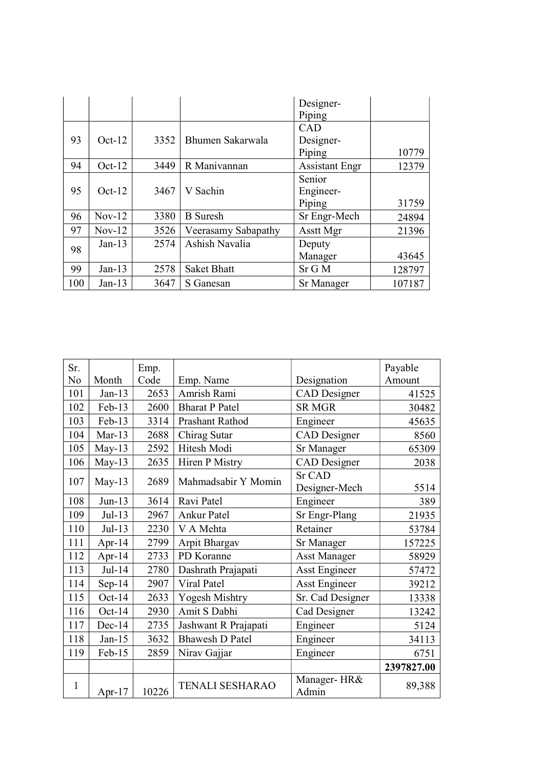| | | | | Designer-Piping | |
|---|---|---|---|---|---|
| 93 | Oct-12 | 3352 | Bhumen Sakarwala | CAD Designer-Piping | 10779 |
| 94 | Oct-12 | 3449 | R Manivannan | Assistant Engr | 12379 |
| 95 | Oct-12 | 3467 | V Sachin | Senior Engineer-Piping | 31759 |
| 96 | Nov-12 | 3380 | B Suresh | Sr Engr-Mech | 24894 |
| 97 | Nov-12 | 3526 | Veerasamy Sabapathy | Asstt Mgr | 21396 |
| 98 | Jan-13 | 2574 | Ashish Navalia | Deputy Manager | 43645 |
| 99 | Jan-13 | 2578 | Saket Bhatt | Sr G M | 128797 |
| 100 | Jan-13 | 3647 | S Ganesan | Sr Manager | 107187 |

| Sr. No | Month | Emp. Code | Emp. Name | Designation | Payable Amount |
|---|---|---|---|---|---|
| 101 | Jan-13 | 2653 | Amrish Rami | CAD Designer | 41525 |
| 102 | Feb-13 | 2600 | Bharat P Patel | SR MGR | 30482 |
| 103 | Feb-13 | 3314 | Prashant Rathod | Engineer | 45635 |
| 104 | Mar-13 | 2688 | Chirag Sutar | CAD Designer | 8560 |
| 105 | May-13 | 2592 | Hitesh Modi | Sr Manager | 65309 |
| 106 | May-13 | 2635 | Hiren P Mistry | CAD Designer | 2038 |
| 107 | May-13 | 2689 | Mahmadsabir Y Momin | Sr CAD Designer-Mech | 5514 |
| 108 | Jun-13 | 3614 | Ravi Patel | Engineer | 389 |
| 109 | Jul-13 | 2967 | Ankur Patel | Sr Engr-Plang | 21935 |
| 110 | Jul-13 | 2230 | V A Mehta | Retainer | 53784 |
| 111 | Apr-14 | 2799 | Arpit Bhargav | Sr Manager | 157225 |
| 112 | Apr-14 | 2733 | PD Koranne | Asst Manager | 58929 |
| 113 | Jul-14 | 2780 | Dashrath Prajapati | Asst Engineer | 57472 |
| 114 | Sep-14 | 2907 | Viral Patel | Asst Engineer | 39212 |
| 115 | Oct-14 | 2633 | Yogesh Mishtry | Sr. Cad Designer | 13338 |
| 116 | Oct-14 | 2930 | Amit S Dabhi | Cad Designer | 13242 |
| 117 | Dec-14 | 2735 | Jashwant R Prajapati | Engineer | 5124 |
| 118 | Jan-15 | 3632 | Bhawesh D Patel | Engineer | 34113 |
| 119 | Feb-15 | 2859 | Nirav Gajjar | Engineer | 6751 |
| | | | | | **2397827.00** |
| 1 | Apr-17 | 10226 | TENALI SESHARAO | Manager- HR& Admin | 89,388 |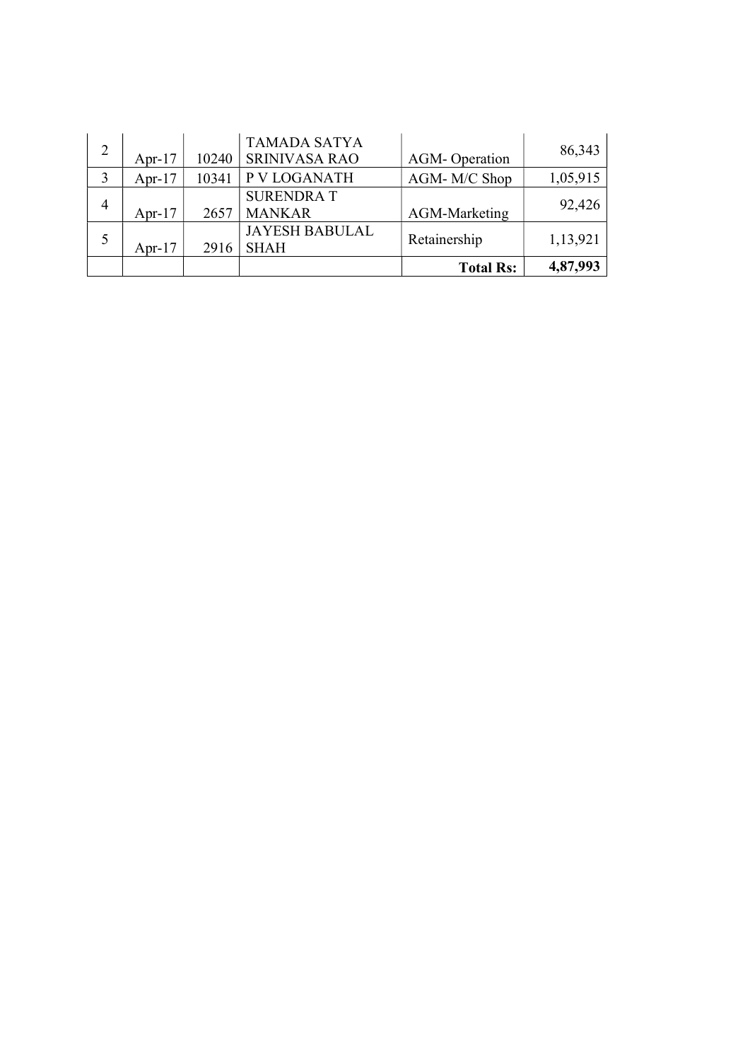| | | | | | |
|---|---|---|---|---|---|
| 2 | Apr-17 | 10240 | TAMADA SATYA SRINIVASA RAO | AGM- Operation | 86,343 |
| 3 | Apr-17 | 10341 | P V LOGANATH | AGM- M/C Shop | 1,05,915 |
| 4 | Apr-17 | 2657 | SURENDRA T MANKAR | AGM-Marketing | 92,426 |
| 5 | Apr-17 | 2916 | JAYESH BABULAL SHAH | Retainership | 1,13,921 |
| | | | | **Total Rs:** | **4,87,993** |